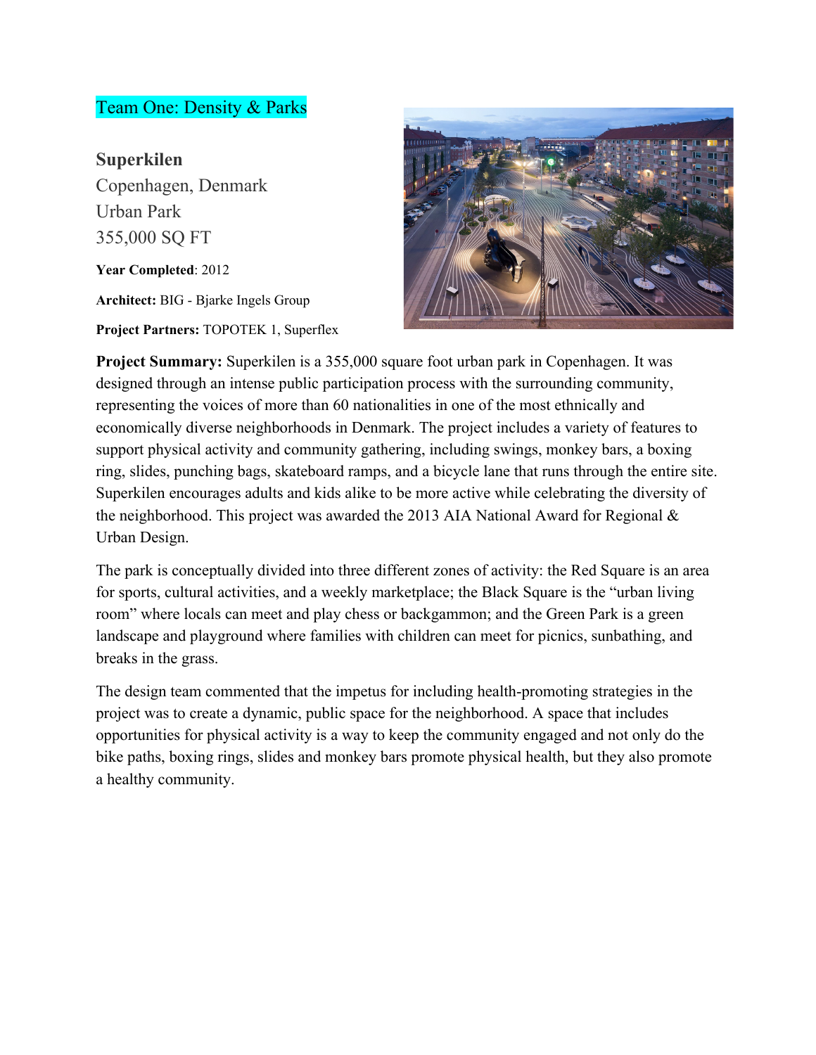Team One: Density & Parks

## Superkilen

Copenhagen, Denmark
Urban Park
355,000 SQ FT

**Year Completed**: 2012

**Architect:** BIG - Bjarke Ingels Group

**Project Partners:** TOPOTEK 1, Superflex

**Project Summary:** Superkilen is a 355,000 square foot urban park in Copenhagen. It was designed through an intense public participation process with the surrounding community, representing the voices of more than 60 nationalities in one of the most ethnically and economically diverse neighborhoods in Denmark. The project includes a variety of features to support physical activity and community gathering, including swings, monkey bars, a boxing ring, slides, punching bags, skateboard ramps, and a bicycle lane that runs through the entire site. Superkilen encourages adults and kids alike to be more active while celebrating the diversity of the neighborhood. This project was awarded the 2013 AIA National Award for Regional & Urban Design.

The park is conceptually divided into three different zones of activity: the Red Square is an area for sports, cultural activities, and a weekly marketplace; the Black Square is the "urban living room" where locals can meet and play chess or backgammon; and the Green Park is a green landscape and playground where families with children can meet for picnics, sunbathing, and breaks in the grass.

The design team commented that the impetus for including health-promoting strategies in the project was to create a dynamic, public space for the neighborhood. A space that includes opportunities for physical activity is a way to keep the community engaged and not only do the bike paths, boxing rings, slides and monkey bars promote physical health, but they also promote a healthy community.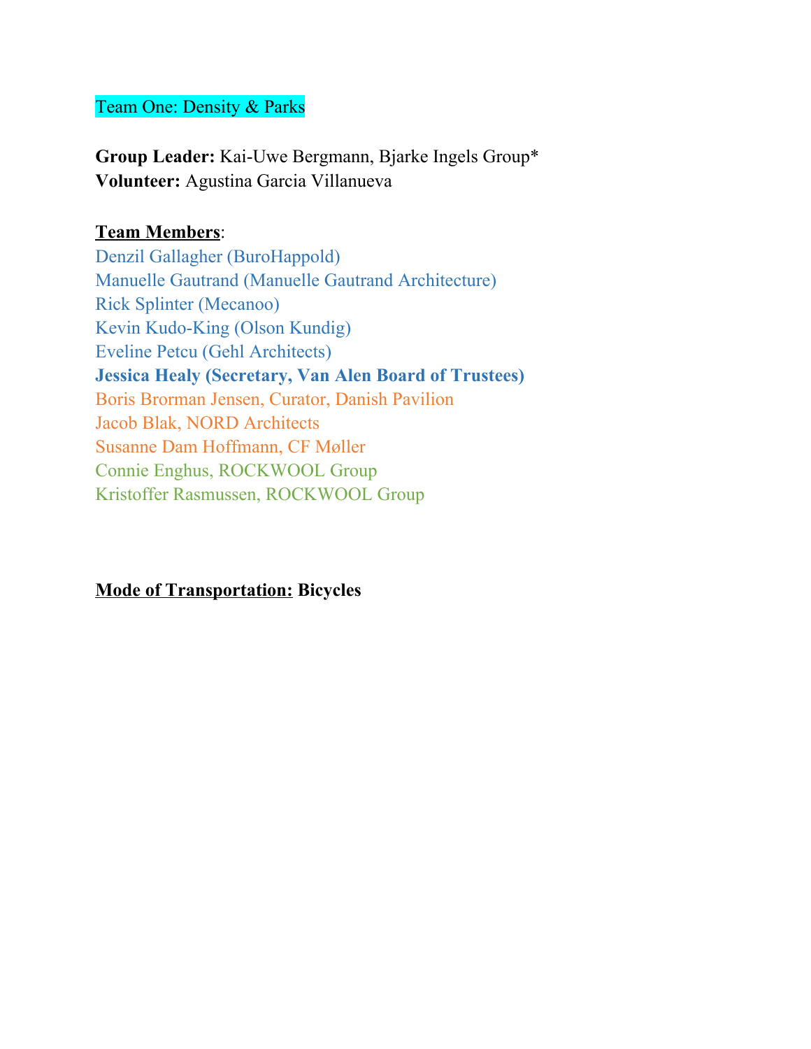## Team One: Density & Parks

**Group Leader:** Kai-Uwe Bergmann, Bjarke Ingels Group*
**Volunteer:** Agustina Garcia Villanueva

**Team Members**:

Denzil Gallagher (BuroHappold)
Manuelle Gautrand (Manuelle Gautrand Architecture)
Rick Splinter (Mecanoo)
Kevin Kudo-King (Olson Kundig)
Eveline Petcu (Gehl Architects)
**Jessica Healy (Secretary, Van Alen Board of Trustees)**
Boris Brorman Jensen, Curator, Danish Pavilion
Jacob Blak, NORD Architects
Susanne Dam Hoffmann, CF Møller
Connie Enghus, ROCKWOOL Group
Kristoffer Rasmussen, ROCKWOOL Group

**Mode of Transportation: Bicycles**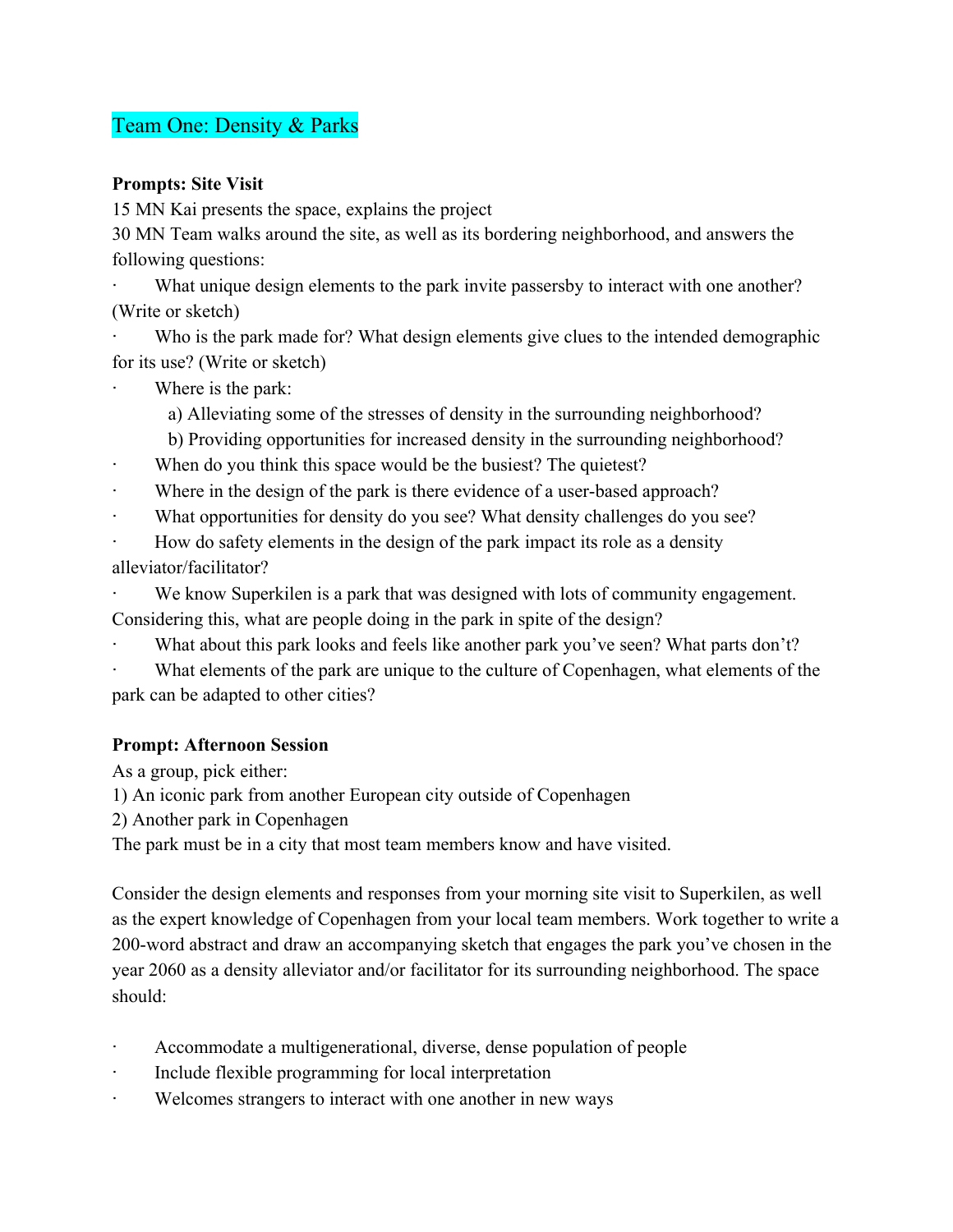## Team One: Density & Parks

**Prompts: Site Visit**

15 MN Kai presents the space, explains the project

30 MN Team walks around the site, as well as its bordering neighborhood, and answers the following questions:

- What unique design elements to the park invite passersby to interact with one another? (Write or sketch)
- Who is the park made for? What design elements give clues to the intended demographic for its use? (Write or sketch)
- Where is the park:
  - a) Alleviating some of the stresses of density in the surrounding neighborhood?
  - b) Providing opportunities for increased density in the surrounding neighborhood?
- When do you think this space would be the busiest? The quietest?
- Where in the design of the park is there evidence of a user-based approach?
- What opportunities for density do you see? What density challenges do you see?
- How do safety elements in the design of the park impact its role as a density alleviator/facilitator?
- We know Superkilen is a park that was designed with lots of community engagement. Considering this, what are people doing in the park in spite of the design?
- What about this park looks and feels like another park you've seen? What parts don't?
- What elements of the park are unique to the culture of Copenhagen, what elements of the park can be adapted to other cities?

**Prompt: Afternoon Session**

As a group, pick either:

1) An iconic park from another European city outside of Copenhagen
2) Another park in Copenhagen

The park must be in a city that most team members know and have visited.

Consider the design elements and responses from your morning site visit to Superkilen, as well as the expert knowledge of Copenhagen from your local team members. Work together to write a 200-word abstract and draw an accompanying sketch that engages the park you've chosen in the year 2060 as a density alleviator and/or facilitator for its surrounding neighborhood. The space should:

- Accommodate a multigenerational, diverse, dense population of people
- Include flexible programming for local interpretation
- Welcomes strangers to interact with one another in new ways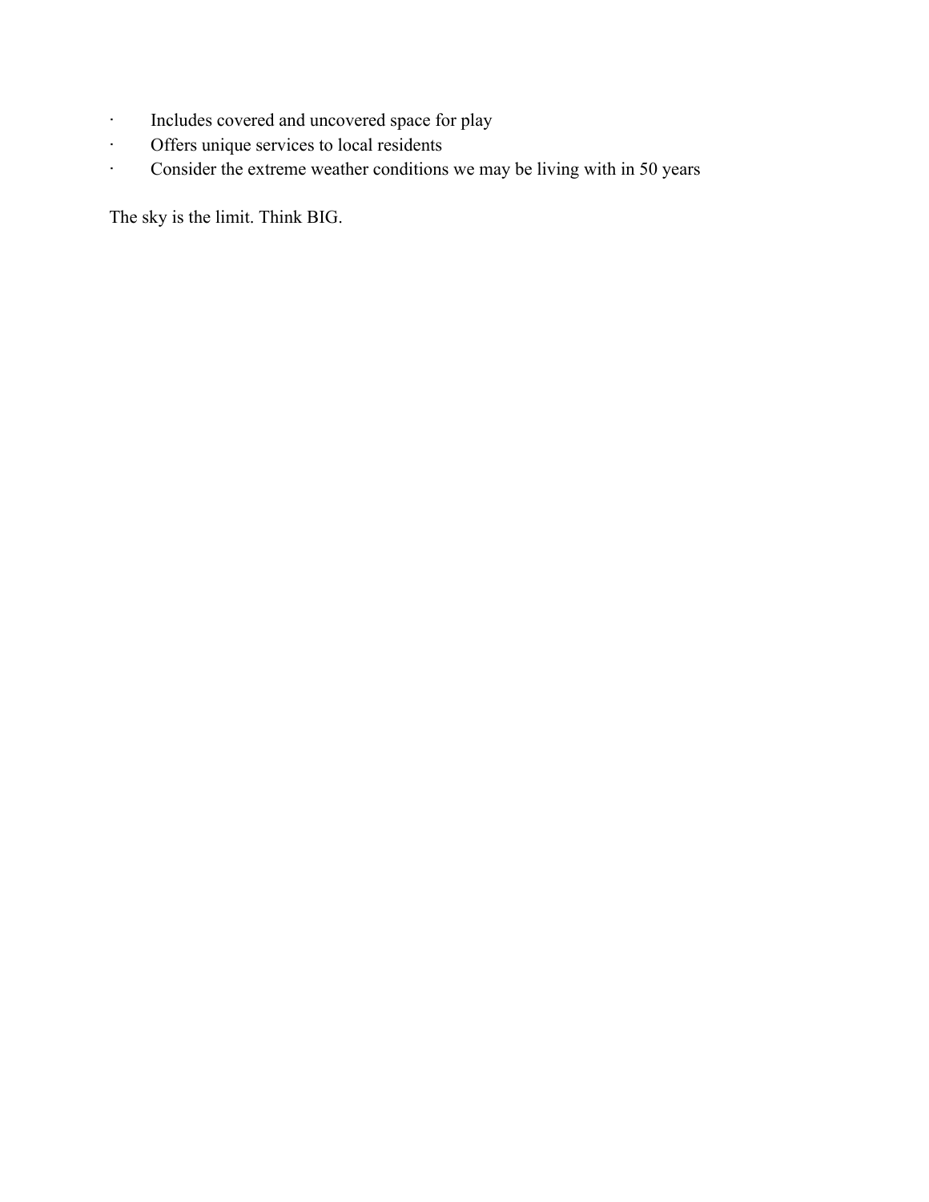- Includes covered and uncovered space for play
- Offers unique services to local residents
- Consider the extreme weather conditions we may be living with in 50 years

The sky is the limit. Think BIG.